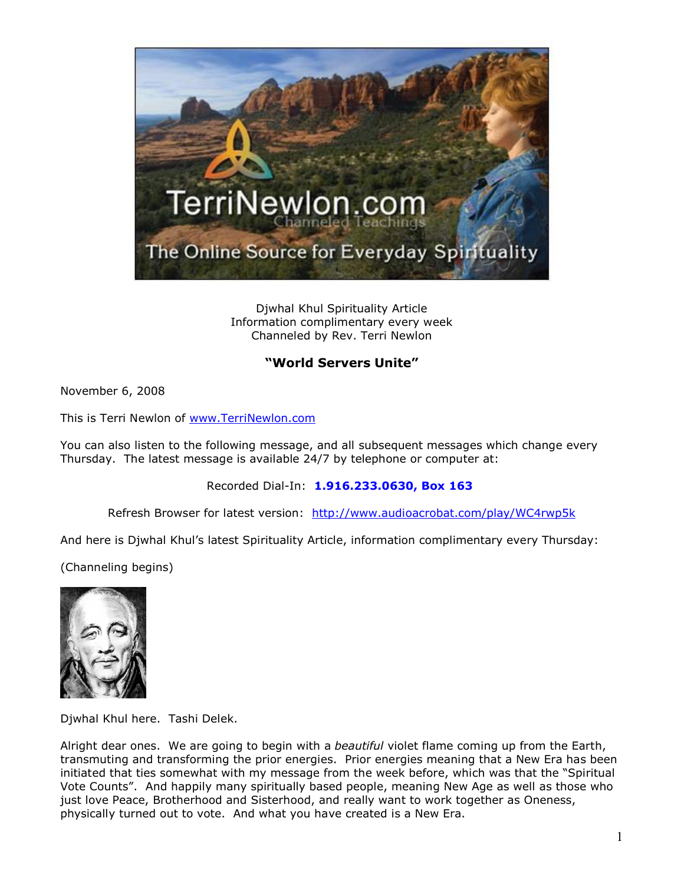Djwhal Khul Spirituality Article
Information complimentary every week
Channeled by Rev. Terri Newlon

## "World Servers Unite"

November 6, 2008

This is Terri Newlon of www.TerriNewlon.com

You can also listen to the following message, and all subsequent messages which change every Thursday. The latest message is available 24/7 by telephone or computer at:

Recorded Dial-In: **1.916.233.0630, Box 163**

Refresh Browser for latest version: http://www.audioacrobat.com/play/WC4rwp5k

And here is Djwhal Khul's latest Spirituality Article, information complimentary every Thursday:

(Channeling begins)

Djwhal Khul here. Tashi Delek.

Alright dear ones. We are going to begin with a *beautiful* violet flame coming up from the Earth, transmuting and transforming the prior energies. Prior energies meaning that a New Era has been initiated that ties somewhat with my message from the week before, which was that the "Spiritual Vote Counts". And happily many spiritually based people, meaning New Age as well as those who just love Peace, Brotherhood and Sisterhood, and really want to work together as Oneness, physically turned out to vote. And what you have created is a New Era.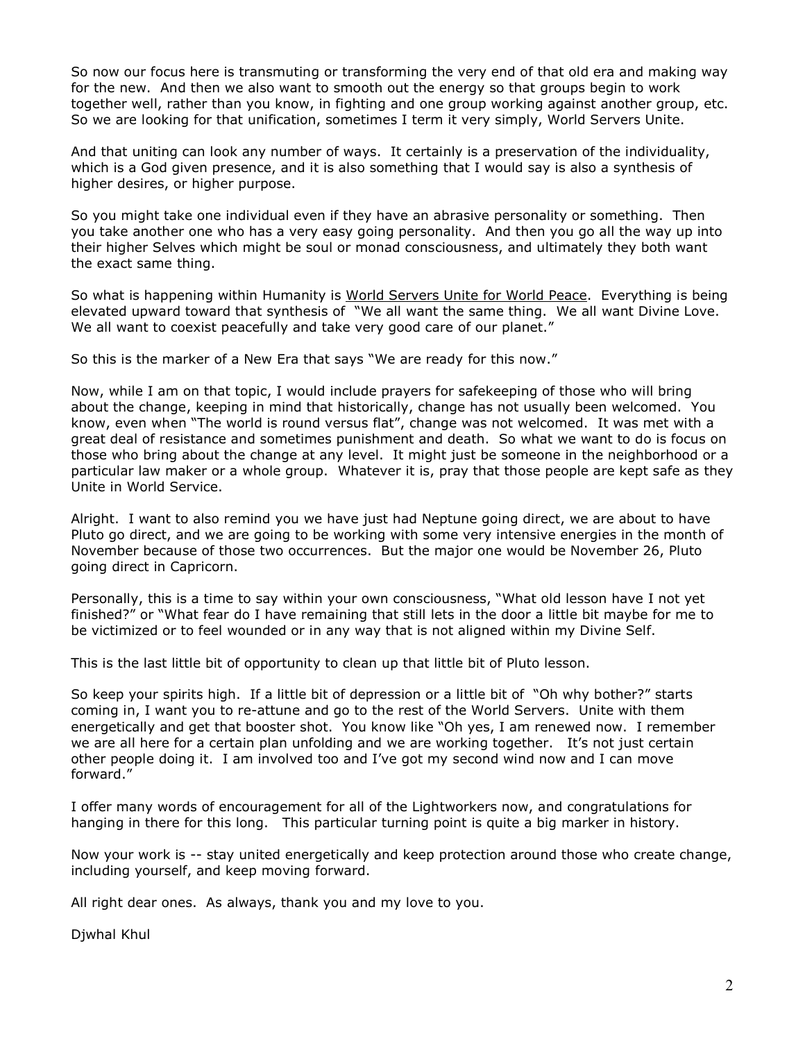So now our focus here is transmuting or transforming the very end of that old era and making way for the new. And then we also want to smooth out the energy so that groups begin to work together well, rather than you know, in fighting and one group working against another group, etc. So we are looking for that unification, sometimes I term it very simply, World Servers Unite.

And that uniting can look any number of ways. It certainly is a preservation of the individuality, which is a God given presence, and it is also something that I would say is also a synthesis of higher desires, or higher purpose.

So you might take one individual even if they have an abrasive personality or something. Then you take another one who has a very easy going personality. And then you go all the way up into their higher Selves which might be soul or monad consciousness, and ultimately they both want the exact same thing.

So what is happening within Humanity is <u>World Servers Unite for World Peace</u>. Everything is being elevated upward toward that synthesis of "We all want the same thing. We all want Divine Love. We all want to coexist peacefully and take very good care of our planet."

So this is the marker of a New Era that says "We are ready for this now."

Now, while I am on that topic, I would include prayers for safekeeping of those who will bring about the change, keeping in mind that historically, change has not usually been welcomed. You know, even when "The world is round versus flat", change was not welcomed. It was met with a great deal of resistance and sometimes punishment and death. So what we want to do is focus on those who bring about the change at any level. It might just be someone in the neighborhood or a particular law maker or a whole group. Whatever it is, pray that those people are kept safe as they Unite in World Service.

Alright. I want to also remind you we have just had Neptune going direct, we are about to have Pluto go direct, and we are going to be working with some very intensive energies in the month of November because of those two occurrences. But the major one would be November 26, Pluto going direct in Capricorn.

Personally, this is a time to say within your own consciousness, "What old lesson have I not yet finished?" or "What fear do I have remaining that still lets in the door a little bit maybe for me to be victimized or to feel wounded or in any way that is not aligned within my Divine Self.

This is the last little bit of opportunity to clean up that little bit of Pluto lesson.

So keep your spirits high. If a little bit of depression or a little bit of "Oh why bother?" starts coming in, I want you to re-attune and go to the rest of the World Servers. Unite with them energetically and get that booster shot. You know like "Oh yes, I am renewed now. I remember we are all here for a certain plan unfolding and we are working together. It's not just certain other people doing it. I am involved too and I've got my second wind now and I can move forward."

I offer many words of encouragement for all of the Lightworkers now, and congratulations for hanging in there for this long. This particular turning point is quite a big marker in history.

Now your work is -- stay united energetically and keep protection around those who create change, including yourself, and keep moving forward.

All right dear ones. As always, thank you and my love to you.

Djwhal Khul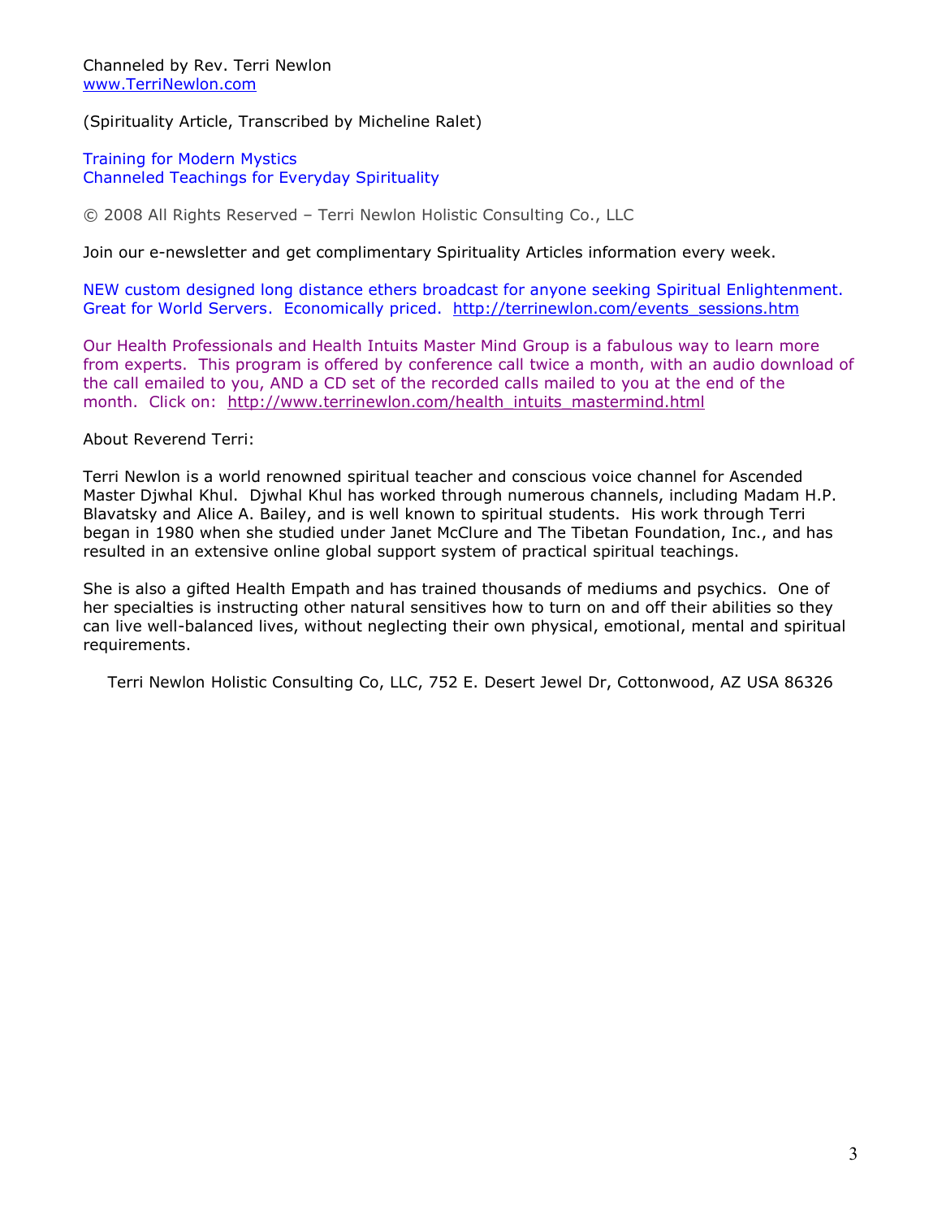Channeled by Rev. Terri Newlon
www.TerriNewlon.com

(Spirituality Article, Transcribed by Micheline Ralet)

Training for Modern Mystics
Channeled Teachings for Everyday Spirituality

© 2008 All Rights Reserved – Terri Newlon Holistic Consulting Co., LLC

Join our e-newsletter and get complimentary Spirituality Articles information every week.

NEW custom designed long distance ethers broadcast for anyone seeking Spiritual Enlightenment. Great for World Servers. Economically priced. http://terrinewlon.com/events_sessions.htm

Our Health Professionals and Health Intuits Master Mind Group is a fabulous way to learn more from experts. This program is offered by conference call twice a month, with an audio download of the call emailed to you, AND a CD set of the recorded calls mailed to you at the end of the month. Click on: http://www.terrinewlon.com/health_intuits_mastermind.html

About Reverend Terri:

Terri Newlon is a world renowned spiritual teacher and conscious voice channel for Ascended Master Djwhal Khul. Djwhal Khul has worked through numerous channels, including Madam H.P. Blavatsky and Alice A. Bailey, and is well known to spiritual students. His work through Terri began in 1980 when she studied under Janet McClure and The Tibetan Foundation, Inc., and has resulted in an extensive online global support system of practical spiritual teachings.

She is also a gifted Health Empath and has trained thousands of mediums and psychics. One of her specialties is instructing other natural sensitives how to turn on and off their abilities so they can live well-balanced lives, without neglecting their own physical, emotional, mental and spiritual requirements.

Terri Newlon Holistic Consulting Co, LLC, 752 E. Desert Jewel Dr, Cottonwood, AZ USA 86326